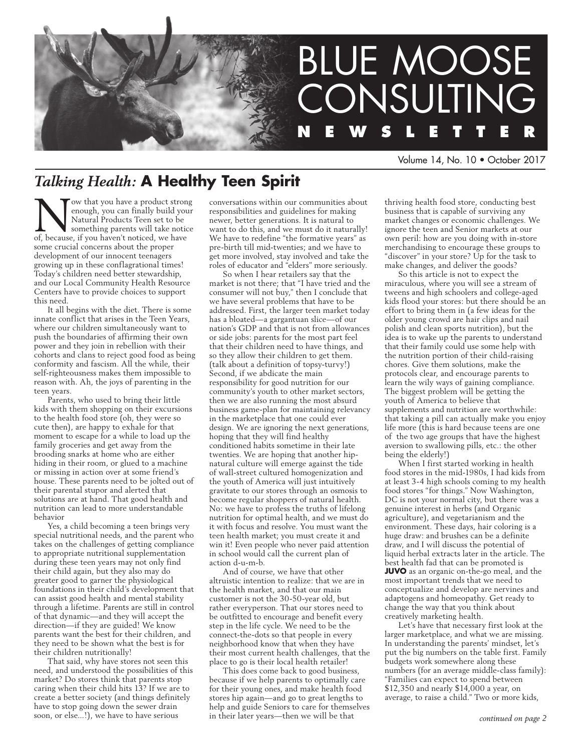# BLUE MOOSE CONSULTING NEWSLETTER

Volume 14, No. 10 • October 2017

## *Talking Health:* A Healthy Teen Spirit

Now that you have a product strong enough, you can finally build your Natural Products Teen set to be something parents will take notice of, because, if you haven't noticed, we have some crucial concerns about the proper development of our innocent teenagers growing up in these conflagrational times! Today's children need better stewardship, and our Local Community Health Resource Centers have to provide choices to support this need.

It all begins with the diet. There is some innate conflict that arises in the Teen Years, where our children simultaneously want to push the boundaries of affirming their own power and they join in rebellion with their cohorts and clans to reject good food as being conformity and fascism. All the while, their self-righteousness makes them impossible to reason with. Ah, the joys of parenting in the teen years.

Parents, who used to bring their little kids with them shopping on their excursions to the health food store (oh, they were so cute then), are happy to exhale for that moment to escape for a while to load up the family groceries and get away from the brooding snarks at home who are either hiding in their room, or glued to a machine or missing in action over at some friend's house. These parents need to be jolted out of their parental stupor and alerted that solutions are at hand. That good health and nutrition can lead to more understandable behavior

Yes, a child becoming a teen brings very special nutritional needs, and the parent who takes on the challenges of getting compliance to appropriate nutritional supplementation during these teen years may not only find their child again, but they also may do greater good to garner the physiological foundations in their child's development that can assist good health and mental stability through a lifetime. Parents are still in control of that dynamic—and they will accept the direction—if they are guided! We know parents want the best for their children, and they need to be shown what the best is for their children nutritionally!

That said, why have stores not seen this need, and understood the possibilities of this market? Do stores think that parents stop caring when their child hits 13? If we are to create a better society (and things definitely have to stop going down the sewer drain soon, or else...!), we have to have serious conversations within our communities about responsibilities and guidelines for making newer, better generations. It is natural to want to do this, and we must do it naturally! We have to redefine "the formative years" as pre-birth till mid-twenties; and we have to get more involved, stay involved and take the roles of educator and "elders" more seriously.

So when I hear retailers say that the market is not there; that "I have tried and the consumer will not buy," then I conclude that we have several problems that have to be addressed. First, the larger teen market today has a bloated—a gargantuan slice—of our nation's GDP and that is not from allowances or side jobs: parents for the most part feel that their children need to have things, and so they allow their children to get them. (talk about a definition of topsy-turvy!) Second, if we abdicate the main responsibility for good nutrition for our community's youth to other market sectors, then we are also running the most absurd business game-plan for maintaining relevancy in the marketplace that one could ever design. We are ignoring the next generations, hoping that they will find healthy conditioned habits sometime in their late twenties. We are hoping that another hip-natural culture will emerge against the tide of wall-street cultured homogenization and the youth of America will just intuitively gravitate to our stores through an osmosis to become regular shoppers of natural health. No: we have to profess the truths of lifelong nutrition for optimal health, and we must do it with focus and resolve. You must want the teen health market; you must create it and win it! Even people who never paid attention in school would call the current plan of action d-u-m-b.

And of course, we have that other altruistic intention to realize: that we are in the health market, and that our main customer is not the 30-50-year old, but rather everyperson. That our stores need to be outfitted to encourage and benefit every step in the life cycle. We need to be the connect-the-dots so that people in every neighborhood know that when they have their most current health challenges, that the place to go is their local health retailer!

This does come back to good business, because if we help parents to optimally care for their young ones, and make health food stores hip again—and go to great lengths to help and guide Seniors to care for themselves in their later years—then we will be that thriving health food store, conducting best business that is capable of surviving any market changes or economic challenges. We ignore the teen and Senior markets at our own peril: how are you doing with in-store merchandising to encourage these groups to "discover" in your store? Up for the task to make changes, and deliver the goods?

So this article is not to expect the miraculous, where you will see a stream of tweens and high schoolers and college-aged kids flood your stores: but there should be an effort to bring them in (a few ideas for the older young crowd are hair clips and nail polish and clean sports nutrition), but the idea is to wake up the parents to understand that their family could use some help with the nutrition portion of their child-raising chores. Give them solutions, make the protocols clear, and encourage parents to learn the wily ways of gaining compliance. The biggest problem will be getting the youth of America to believe that supplements and nutrition are worthwhile: that taking a pill can actually make you enjoy life more (this is hard because teens are one of the two age groups that have the highest aversion to swallowing pills, etc.: the other being the elderly!)

When I first started working in health food stores in the mid-1980s, I had kids from at least 3-4 high schools coming to my health food stores "for things." Now Washington, DC is not your normal city, but there was a genuine interest in herbs (and Organic agriculture), and vegetarianism and the environment. These days, hair coloring is a huge draw: and brushes can be a definite draw, and I will discuss the potential of liquid herbal extracts later in the article. The best health fad that can be promoted is **JUVO** as an organic on-the-go meal, and the most important trends that we need to conceptualize and develop are nervines and adaptogens and homeopathy. Get ready to change the way that you think about creatively marketing health.

Let's have that necessary first look at the larger marketplace, and what we are missing. In understanding the parents' mindset, let's put the big numbers on the table first. Family budgets work somewhere along these numbers (for an average middle-class family): "Families can expect to spend between $12,350 and nearly $14,000 a year, on average, to raise a child." Two or more kids,

*continued on page 2*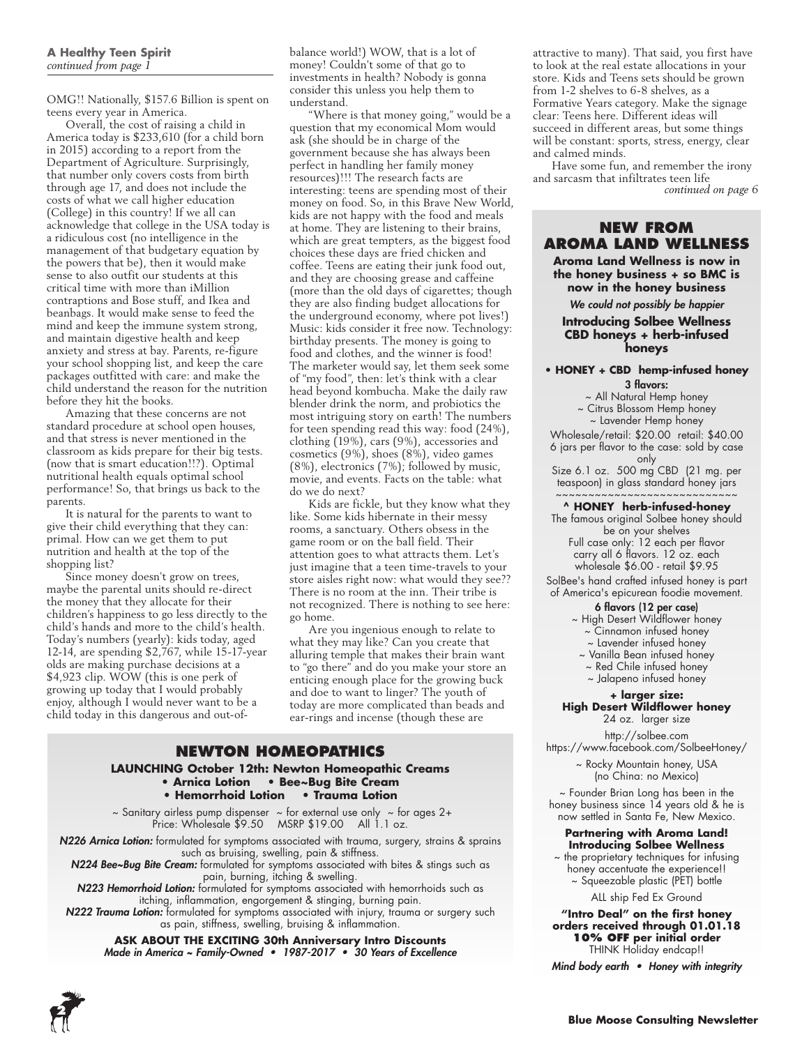**A Healthy Teen Spirit**
*continued from page 1*

OMG!! Nationally, $157.6 Billion is spent on teens every year in America.

Overall, the cost of raising a child in America today is $233,610 (for a child born in 2015) according to a report from the Department of Agriculture. Surprisingly, that number only covers costs from birth through age 17, and does not include the costs of what we call higher education (College) in this country! If we all can acknowledge that college in the USA today is a ridiculous cost (no intelligence in the management of that budgetary equation by the powers that be), then it would make sense to also outfit our students at this critical time with more than iMillion contraptions and Bose stuff, and Ikea and beanbags. It would make sense to feed the mind and keep the immune system strong, and maintain digestive health and keep anxiety and stress at bay. Parents, re-figure your school shopping list, and keep the care packages outfitted with care: and make the child understand the reason for the nutrition before they hit the books.

Amazing that these concerns are not standard procedure at school open houses, and that stress is never mentioned in the classroom as kids prepare for their big tests. (now that is smart education!!?). Optimal nutritional health equals optimal school performance! So, that brings us back to the parents.

It is natural for the parents to want to give their child everything that they can: primal. How can we get them to put nutrition and health at the top of the shopping list?

Since money doesn't grow on trees, maybe the parental units should re-direct the money that they allocate for their children's happiness to go less directly to the child's hands and more to the child's health. Today's numbers (yearly): kids today, aged 12-14, are spending $2,767, while 15-17-year olds are making purchase decisions at a $4,923 clip. WOW (this is one perk of growing up today that I would probably enjoy, although I would never want to be a child today in this dangerous and out-of-balance world!) WOW, that is a lot of money! Couldn't some of that go to investments in health? Nobody is gonna consider this unless you help them to understand.

"Where is that money going," would be a question that my economical Mom would ask (she should be in charge of the government because she has always been perfect in handling her family money resources)!!! The research facts are interesting: teens are spending most of their money on food. So, in this Brave New World, kids are not happy with the food and meals at home. They are listening to their brains, which are great tempters, as the biggest food choices these days are fried chicken and coffee. Teens are eating their junk food out, and they are choosing grease and caffeine (more than the old days of cigarettes; though they are also finding budget allocations for the underground economy, where pot lives!) Music: kids consider it free now. Technology: birthday presents. The money is going to food and clothes, and the winner is food! The marketer would say, let them seek some of "my food", then: let's think with a clear head beyond kombucha. Make the daily raw blender drink the norm, and probiotics the most intriguing story on earth! The numbers for teen spending read this way: food (24%), clothing (19%), cars (9%), accessories and cosmetics (9%), shoes (8%), video games (8%), electronics (7%); followed by music, movie, and events. Facts on the table: what do we do next?

Kids are fickle, but they know what they like. Some kids hibernate in their messy rooms, a sanctuary. Others obsess in the game room or on the ball field. Their attention goes to what attracts them. Let's just imagine that a teen time-travels to your store aisles right now: what would they see?? There is no room at the inn. Their tribe is not recognized. There is nothing to see here: go home.

Are you ingenious enough to relate to what they may like? Can you create that alluring temple that makes their brain want to "go there" and do you make your store an enticing enough place for the growing buck and doe to want to linger? The youth of today are more complicated than beads and ear-rings and incense (though these are attractive to many). That said, you first have to look at the real estate allocations in your store. Kids and Teens sets should be grown from 1-2 shelves to 6-8 shelves, as a Formative Years category. Make the signage clear: Teens here. Different ideas will succeed in different areas, but some things will be constant: sports, stress, energy, clear and calmed minds.

Have some fun, and remember the irony and sarcasm that infiltrates teen life

*continued on page 6*

## NEWTON HOMEOPATHICS

**LAUNCHING October 12th: Newton Homeopathic Creams**
**• Arnica Lotion • Bee~Bug Bite Cream**
**• Hemorrhoid Lotion • Trauma Lotion**

~ Sanitary airless pump dispenser ~ for external use only ~ for ages 2+
Price: Wholesale $9.50 MSRP $19.00 All 1.1 oz.

***N226 Arnica Lotion:*** formulated for symptoms associated with trauma, surgery, strains & sprains such as bruising, swelling, pain & stiffness.

***N224 Bee~Bug Bite Cream:*** formulated for symptoms associated with bites & stings such as pain, burning, itching & swelling.

***N223 Hemorrhoid Lotion:*** formulated for symptoms associated with hemorrhoids such as itching, inflammation, engorgement & stinging, burning pain.

***N222 Trauma Lotion:*** formulated for symptoms associated with injury, trauma or surgery such as pain, stiffness, swelling, bruising & inflammation.

**ASK ABOUT THE EXCITING 30th Anniversary Intro Discounts**
***Made in America ~ Family-Owned • 1987-2017 • 30 Years of Excellence***

## NEW FROM AROMA LAND WELLNESS

**Aroma Land Wellness is now in the honey business + so BMC is now in the honey business**

*We could not possibly be happier*

**Introducing Solbee Wellness CBD honeys + herb-infused honeys**

**• HONEY + CBD hemp-infused honey**

**3 flavors:**
~ All Natural Hemp honey
~ Citrus Blossom Hemp honey
~ Lavender Hemp honey

Wholesale/retail: $20.00 retail: $40.00
6 jars per flavor to the case: sold by case only
Size 6.1 oz. 500 mg CBD (21 mg. per teaspoon) in glass standard honey jars

~~~~~~~~~~~~~~~~~~~~~~~~~~~~

**^ HONEY herb-infused-honey**

The famous original Solbee honey should be on your shelves
Full case only: 12 each per flavor
carry all 6 flavors. 12 oz. each
wholesale $6.00 - retail $9.95

SolBee's hand crafted infused honey is part of America's epicurean foodie movement.

**6 flavors (12 per case)**
~ High Desert Wildflower honey
~ Cinnamon infused honey
~ Lavender infused honey
~ Vanilla Bean infused honey
~ Red Chile infused honey
~ Jalapeno infused honey

**+ larger size:**
**High Desert Wildflower honey**
24 oz. larger size

http://solbee.com
https://www.facebook.com/SolbeeHoney/

~ Rocky Mountain honey, USA (no China: no Mexico)

~ Founder Brian Long has been in the honey business since 14 years old & he is now settled in Santa Fe, New Mexico.

**Partnering with Aroma Land!**
**Introducing Solbee Wellness**

~ the proprietary techniques for infusing honey accentuate the experience!!
~ Squeezable plastic (PET) bottle

ALL ship Fed Ex Ground

**"Intro Deal" on the first honey orders received through 01.01.18**
**10% OFF per initial order**
THINK Holiday endcap!!

***Mind body earth • Honey with integrity***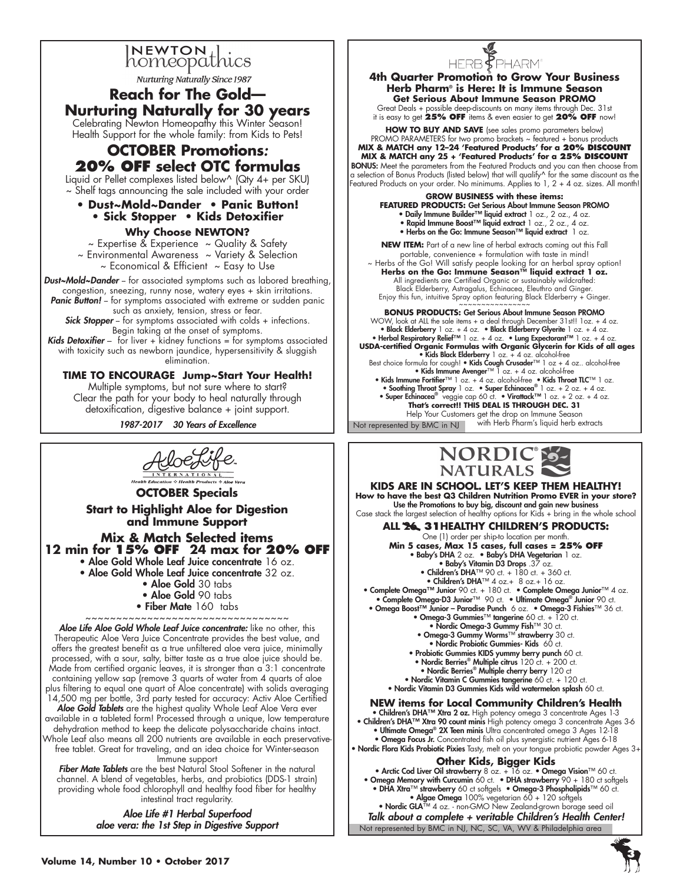# Newton homeopathics

*Nurturing Naturally Since 1987*

## Reach for The Gold— Nurturing Naturally for 30 years

Celebrating Newton Homeopathy this Winter Season!
Health Support for the whole family: from Kids to Pets!

## OCTOBER Promotions: 20% OFF select OTC formulas

Liquid or Pellet complexes listed below^ (Qty 4+ per SKU)
~ Shelf tags announcing the sale included with your order

- **Dust~Mold~Dander**
- **Panic Button!**
- **Sick Stopper**
- **Kids Detoxifier**

### Why Choose NEWTON?

~ Expertise & Experience ~ Quality & Safety
~ Environmental Awareness ~ Variety & Selection
~ Economical & Efficient ~ Easy to Use

***Dust~Mold~Dander*** – for associated symptoms such as labored breathing, congestion, sneezing, runny nose, watery eyes + skin irritations.

***Panic Button!*** – for symptoms associated with extreme or sudden panic such as anxiety, tension, stress or fear.

***Sick Stopper*** – for symptoms associated with colds + infections. Begin taking at the onset of symptoms.

***Kids Detoxifier*** – for liver + kidney functions = for symptoms associated with toxicity such as newborn jaundice, hypersensitivity & sluggish elimination.

### TIME TO ENCOURAGE Jump~Start Your Health!

Multiple symptoms, but not sure where to start? Clear the path for your body to heal naturally through detoxification, digestive balance + joint support.

*1987-2017 30 Years of Excellence*

---

# HERB PHARM

### 4th Quarter Promotion to Grow Your Business
### Herb Pharm® is Here: It is Immune Season
### Get Serious About Immune Season PROMO

Great Deals + possible deep-discounts on many items through Dec. 31st it is easy to get **25% OFF** items & even easier to get **20% OFF** now!

**HOW TO BUY AND SAVE** (see sales promo parameters below)
PROMO PARAMETERS for two promo brackets ~ featured + bonus products
**MIX & MATCH any 12–24 'Featured Products' for a 20% DISCOUNT**
**MIX & MATCH any 25 + 'Featured Products' for a 25% DISCOUNT**
**BONUS:** Meet the parameters from the Featured Products and you can then choose from a selection of Bonus Products (listed below) that will qualify^ for the same discount as the Featured Products on your order. No minimums. Applies to 1, 2 + 4 oz. sizes. All month!

**GROW BUSINESS with these items:**
**FEATURED PRODUCTS: Get Serious About Immune Season PROMO**

- **Daily Immune Builder™ liquid extract** 1 oz., 2 oz., 4 oz.
- **Rapid Immune Boost™ liquid extract** 1 oz., 2 oz., 4 oz.
- **Herbs on the Go: Immune Season™ liquid extract** 1 oz.

**NEW ITEM:** Part of a new line of herbal extracts coming out this Fall portable, convenience + formulation with taste in mind!
~ Herbs of the Go! Will satisfy people looking for an herbal spray option!
**Herbs on the Go: Immune Season™ liquid extract 1 oz.**
All ingredients are Certified Organic or sustainably wildcrafted: Black Elderberry, Astragalus, Echinacea, Eleuthro and Ginger.
Enjoy this fun, intuitive Spray option featuring Black Elderberry + Ginger.

**BONUS PRODUCTS: Get Serious About Immune Season PROMO**
WOW, look at ALL the sale items + a deal through December 31st!! 1oz. + 4 oz.

- **Black Elderberry** 1 oz. + 4 oz.
- **Black Elderberry Glyerite** 1 oz. + 4 oz.
- **Herbal Respiratory Relief™** 1 oz. + 4 oz.
- **Lung Expectorant™** 1 oz. + 4 oz.

**USDA-certified Organic Formulas with Organic Glycerin for Kids of all ages**

- **Kids Black Elderberry** 1 oz. + 4 oz. alcohol-free

Best choice formula for cough!

- **Kids Cough Crusader™** 1 oz + 4 oz.. alcohol-free
- **Kids Immune Avenger™** 1 oz. + 4 oz. alcohol-free
- **Kids Immune Fortifier™** 1 oz. + 4 oz. alcohol-free
- **Kids Throat TLC™** 1 oz.
- **Soothing Throat Spray** 1 oz.
- **Super Echinacea®** 1 oz. + 2 oz. + 4 oz.
- **Super Echinacea®** veggie cap 60 ct.
- **Virattack™** 1 oz. + 2 oz. + 4 oz.

**That's correct!! THIS DEAL IS THROUGH DEC. 31**
Help Your Customers get the drop on Immune Season with Herb Pharm's liquid herb extracts

Not represented by BMC in NJ

---

# Aloe Life International

*Health Education ❖ Health Products ❖ Aloe Vera*

### OCTOBER Specials

### Start to Highlight Aloe for Digestion and Immune Support

### Mix & Match Selected items 12 min for 15% OFF 24 max for 20% OFF

- **Aloe Gold Whole Leaf Juice concentrate** 16 oz.
- **Aloe Gold Whole Leaf Juice concentrate** 32 oz.
- **Aloe Gold** 30 tabs
- **Aloe Gold** 90 tabs
- **Fiber Mate** 160 tabs

***Aloe Life Aloe Gold Whole Leaf Juice concentrate:*** like no other, this Therapeutic Aloe Vera Juice Concentrate provides the best value, and offers the greatest benefit as a true unfiltered aloe vera juice, minimally processed, with a sour, salty, bitter taste as a true aloe juice should be. Made from certified organic leaves, it is stronger than a 3:1 concentrate containing yellow sap (remove 3 quarts of water from 4 quarts of aloe plus filtering to equal one quart of Aloe concentrate) with solids averaging 14,500 mg per bottle, 3rd party tested for accuracy: Activ Aloe Certified

***Aloe Gold Tablets*** are the highest quality Whole Leaf Aloe Vera ever available in a tableted form! Processed through a unique, low temperature dehydration method to keep the delicate polysaccharide chains intact. Whole Leaf also means all 200 nutrients are available in each preservative-free tablet. Great for traveling, and an idea choice for Winter-season Immune support

***Fiber Mate Tablets*** are the best Natural Stool Softener in the natural channel. A blend of vegetables, herbs, and probiotics (DDS-1 strain) providing whole food chlorophyll and healthy food fiber for healthy intestinal tract regularity.

*Aloe Life #1 Herbal Superfood*
*aloe vera: the 1st Step in Digestive Support*

---

# NORDIC NATURALS

### KIDS ARE IN SCHOOL. LET'S KEEP THEM HEALTHY!

**How to have the best Q3 Children Nutrition Promo EVER in your store?**
**Use the Promotions to buy big, discount and gain new business**
Case stack the largest selection of healthy options for Kids + bring in the whole school

### ALL ~~26,~~ 31 HEALTHY CHILDREN'S PRODUCTS:

One (1) order per ship-to location per month.
**Min 5 cases, Max 15 cases, full cases = 25% OFF**

- **Baby's DHA** 2 oz.
- **Baby's DHA Vegetarian** 1 oz.
- **Baby's Vitamin D3 Drops** .37 oz.
- **Children's DHA™** 90 ct. + 180 ct. + 360 ct.
- **Children's DHA™** 4 oz.+ 8 oz.+ 16 oz.
- **Complete Omega™ Junior** 90 ct. + 180 ct.
- **Complete Omega Junior™** 4 oz.
- **Complete Omega-D3 Junior™** 90 ct.
- **Ultimate Omega® Junior** 90 ct.
- **Omega Boost™ Junior – Paradise Punch** 6 oz.
- **Omega-3 Fishies™** 36 ct.
- **Omega-3 Gummies™ tangerine** 60 ct. + 120 ct.
- **Nordic Omega-3 Gummy Fish™** 30 ct.
- **Omega-3 Gummy Worms™ strawberry** 30 ct.
- **Nordic Probiotic Gummies- Kids** 60 ct.
- **Probiotic Gummies KIDS yummy berry punch** 60 ct.
- **Nordic Berries® Multiple citrus** 120 ct. + 200 ct.
- **Nordic Berries® Multiple cherry berry** 120 ct
- **Nordic Vitamin C Gummies tangerine** 60 ct. + 120 ct.
- **Nordic Vitamin D3 Gummies Kids wild watermelon splash** 60 ct.

### NEW items for Local Community Children's Health

- **Children's DHA™ Xtra 2 oz.** High potency omega 3 concentrate Ages 1-3
- **Children's DHA™ Xtra 90 count minis** High potency omega 3 concentrate Ages 3-6
- **Ultimate Omega® 2X Teen minis** Ultra concentrated omega 3 Ages 12-18
- **Omega Focus Jr.** Concentrated fish oil plus synergistic nutrient Ages 6-18
- **Nordic Flora Kids Probiotic Pixies** Tasty, melt on your tongue probiotic powder Ages 3+

### Other Kids, Bigger Kids

- **Arctic Cod Liver Oil strawberry** 8 oz. + 16 oz.
- **Omega Vision™** 60 ct.
- **Omega Memory with Curcumin** 60 ct.
- **DHA strawberry** 90 + 180 ct softgels
- **DHA Xtra™ strawberry** 60 ct softgels
- **Omega-3 Phospholipids™** 60 ct.
- **Algae Omega** 100% vegetarian 60 + 120 softgels
- **Nordic GLA™** 4 oz. - non-GMO New Zealand-grown borage seed oil

***Talk about a complete + veritable Children's Health Center!***

Not represented by BMC in NJ, NC, SC, VA, WV & Philadelphia area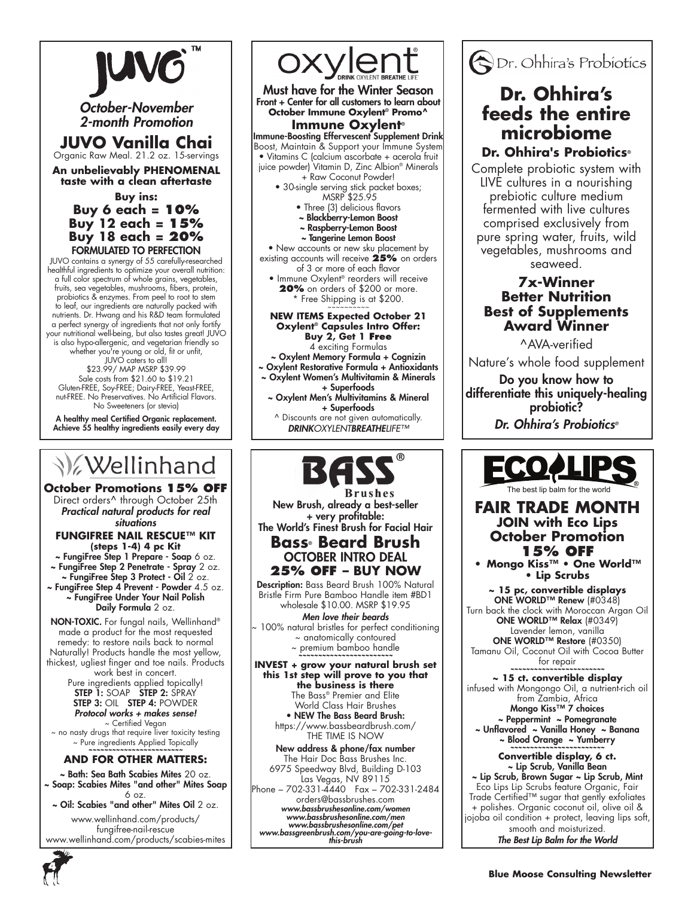# JUVO™

*October-November 2-month Promotion*

## JUVO Vanilla Chai

Organic Raw Meal. 21.2 oz. 15-servings

**An unbelievably PHENOMENAL taste with a clean aftertaste**

**Buy ins:**

**Buy 6 each = 10%**
**Buy 12 each = 15%**
**Buy 18 each = 20%**

**FORMULATED TO PERFECTION**

JUVO contains a synergy of 55 carefully-researched healthful ingredients to optimize your overall nutrition: a full color spectrum of whole grains, vegetables, fruits, sea vegetables, mushrooms, fibers, protein, probiotics & enzymes. From peel to root to stem to leaf, our ingredients are naturally packed with nutrients. Dr. Hwang and his R&D team formulated a perfect synergy of ingredients that not only fortify your nutritional well-being, but also tastes great! JUVO is also hypo-allergenic, and vegetarian friendly so whether you're young or old, fit or unfit, JUVO caters to all!

$23.99/ MAP MSRP $39.99

Sale costs from $21.60 to $19.21

Gluten-FREE, Soy-FREE; Dairy-FREE, Yeast-FREE, nut-FREE. No Preservatives. No Artificial Flavors. No Sweeteners (or stevia)

**A healthy meal Certified Organic replacement. Achieve 55 healthy ingredients easily every day**

---

# oxylent®

DRINK OXYLENT BREATHE LIFE

**Must have for the Winter Season**

**Front + Center for all customers to learn about October Immune Oxylent® Promo^**

## Immune Oxylent®

**Immune-Boosting Effervescent Supplement Drink**

Boost, Maintain & Support your Immune System

- Vitamins C (calcium ascorbate + acerola fruit juice powder) Vitamin D, Zinc Albion® Minerals + Raw Coconut Powder!
- 30-single serving stick packet boxes; MSRP $25.95
- Three (3) delicious flavors
  - ~ **Blackberry-Lemon Boost**
  - ~ **Raspberry-Lemon Boost**
  - ~ **Tangerine Lemon Boost**
- New accounts or new sku placement by existing accounts will receive **25%** on orders of 3 or more of each flavor
- Immune Oxylent® reorders will receive **20%** on orders of $200 or more.

\* Free Shipping is at $200.

~~~~~~~~~~

**NEW ITEMS Expected October 21**

**Oxylent® Capsules Intro Offer:**

**Buy 2, Get 1 Free**

4 exciting Formulas

- ~ **Oxylent Memory Formula + Cognizin**
- ~ **Oxylent Restorative Formula + Antioxidants**
- ~ **Oxylent Women's Multivitamin & Minerals + Superfoods**
- ~ **Oxylent Men's Multivitamins & Mineral + Superfoods**

^ Discounts are not given automatically.

***DRINKOXYLENTBREATHELIFE™***

---

# Dr. Ohhira's Probiotics

## Dr. Ohhira's feeds the entire microbiome

**Dr. Ohhira's Probiotics®**

Complete probiotic system with LIVE cultures in a nourishing prebiotic culture medium fermented with live cultures comprised exclusively from pure spring water, fruits, wild vegetables, mushrooms and seaweed.

**7x-Winner Better Nutrition Best of Supplements Award Winner**

^AVA-verified

Nature's whole food supplement

**Do you know how to differentiate this uniquely-healing probiotic?**

***Dr. Ohhira's Probiotics®***

---

# Wellinhand

**October Promotions 15% OFF**

Direct orders^ through October 25th

***Practical natural products for real situations***

**FUNGIFREE NAIL RESCUE™ KIT (steps 1-4) 4 pc Kit**

- ~ **FungiFree Step 1 Prepare - Soap** 6 oz.
- ~ **FungiFree Step 2 Penetrate - Spray** 2 oz.
- ~ **FungiFree Step 3 Protect - Oil** 2 oz.
- ~ **FungiFree Step 4 Prevent - Powder** 4.5 oz.
- ~ **FungiFree Under Your Nail Polish Daily Formula** 2 oz.

**NON-TOXIC.** For fungal nails, Wellinhand® made a product for the most requested remedy: to restore nails back to normal Naturally! Products handle the most yellow, thickest, ugliest finger and toe nails. Products work best in concert.

Pure ingredients applied topically!

**STEP 1:** SOAP **STEP 2:** SPRAY **STEP 3:** OIL **STEP 4:** POWDER

***Protocol works + makes sense!***

~ Certified Vegan

~ no nasty drugs that require liver toxicity testing

~ Pure ingredients Applied Topically

~~~~~~~~~~~~~~~~~~~~~~~~

**AND FOR OTHER MATTERS:**

- ~ **Bath: Sea Bath Scabies Mites** 20 oz.
- ~ **Soap: Scabies Mites "and other" Mites Soap** 6 oz.
- ~ **Oil: Scabies "and other" Mites Oil** 2 oz.

www.wellinhand.com/products/fungifree-nail-rescue

www.wellinhand.com/products/scabies-mites

---

# BASS® Brushes

**New Brush, already a best-seller + very profitable:**

**The World's Finest Brush for Facial Hair**

## Bass® Beard Brush

**OCTOBER INTRO DEAL**

**25% OFF – BUY NOW**

**Description:** Bass Beard Brush 100% Natural Bristle Firm Pure Bamboo Handle item #BD1 wholesale $10.00. MSRP $19.95

***Men love their beards***

~ 100% natural bristles for perfect conditioning

~ anatomically contoured

~ premium bamboo handle

~~~~~~~~~~~~~~~~~~~~~~~~

**INVEST + grow your natural brush set this 1st step will prove to you that the business is there**

The Bass® Premier and Elite World Class Hair Brushes

- **NEW The Bass Beard Brush:**

https://www.bassbeardbrush.com/

THE TIME IS NOW

**New address & phone/fax number**

The Hair Doc Bass Brushes Inc.

6975 Speedway Blvd, Building D-103

Las Vegas, NV 89115

Phone – 702-331-4440 Fax – 702-331-2484

orders@bassbrushes.com

***www.bassbrushesonline.com/women***

***www.bassbrushesonline.com/men***

***www.bassbrushesonline.com/pet***

***www.bassgreenbrush.com/you-are-going-to-love-this-brush***

---

# ECO LIPS®

The best lip balm for the world

## FAIR TRADE MONTH

**JOIN with Eco Lips October Promotion 15% OFF**

- **Mongo Kiss™ • One World™ • Lip Scrubs**

**~ 15 pc, convertible displays**

**ONE WORLD™ Renew** (#0348)

Turn back the clock with Moroccan Argan Oil

**ONE WORLD™ Relax** (#0349)

Lavender lemon, vanilla

**ONE WORLD™ Restore** (#0350)

Tamanu Oil, Coconut Oil with Cocoa Butter for repair

~~~~~~~~~~~~~~~~~~~~~~~~

**~ 15 ct. convertible display**

infused with Mongongo Oil, a nutrient-rich oil from Zambia, Africa

**Mongo Kiss™ 7 choices**

**~ Peppermint ~ Pomegranate**

**~ Unflavored ~ Vanilla Honey ~ Banana**

**~ Blood Orange ~ Yumberry**

~~~~~~~~~~~~~~~~~~~~~~~~

**Convertible display, 6 ct.**

**~ Lip Scrub, Vanilla Bean**

**~ Lip Scrub, Brown Sugar ~ Lip Scrub, Mint**

Eco Lips Lip Scrubs feature Organic, Fair Trade Certified™ sugar that gently exfoliates + polishes. Organic coconut oil, olive oil & jojoba oil condition + protect, leaving lips soft, smooth and moisturized.

***The Best Lip Balm for the World***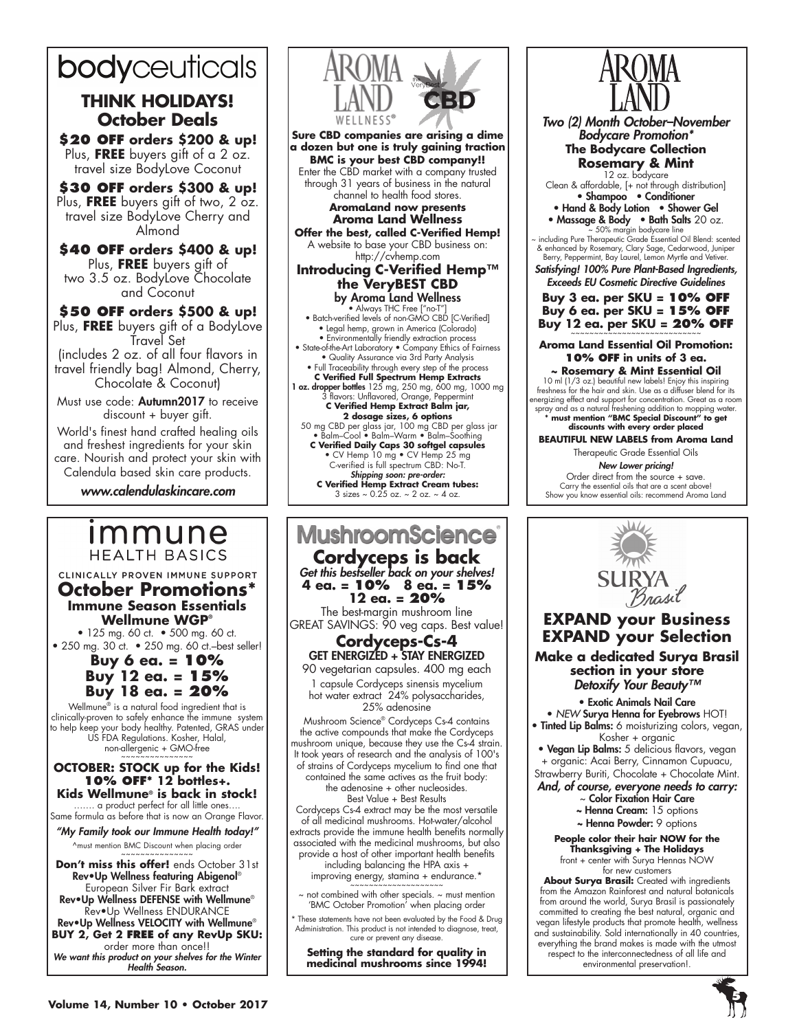# bodyceuticals

## THINK HOLIDAYS! October Deals

**$20 OFF orders $200 & up!**
Plus, **FREE** buyers gift of a 2 oz. travel size BodyLove Coconut

**$30 OFF orders $300 & up!**
Plus, **FREE** buyers gift of two, 2 oz. travel size BodyLove Cherry and Almond

**$40 OFF orders $400 & up!**
Plus, **FREE** buyers gift of two 3.5 oz. BodyLove Chocolate and Coconut

**$50 OFF orders $500 & up!**
Plus, **FREE** buyers gift of a BodyLove Travel Set (includes 2 oz. of all four flavors in travel friendly bag! Almond, Cherry, Chocolate & Coconut)

Must use code: **Autumn2017** to receive discount + buyer gift.

World's finest hand crafted healing oils and freshest ingredients for your skin care. Nourish and protect your skin with Calendula based skin care products.

*www.calendulaskincare.com*

# AROMA LAND WELLNESS® — the VeryBest CBD

**Sure CBD companies are arising a dime a dozen but one is truly gaining traction**
**BMC is your best CBD company!!**
Enter the CBD market with a company trusted through 31 years of business in the natural channel to health food stores.
**AromaLand now presents Aroma Land Wellness**
**Offer the best, called C-Verified Hemp!**
A website to base your CBD business on: http://cvhemp.com

## Introducing C-Verified Hemp™ the VeryBEST CBD by Aroma Land Wellness

- Always THC Free ["no-T"]
- Batch-verified levels of non-GMO CBD [C-Verified]
- Legal hemp, grown in America (Colorado)
- Environmentally friendly extraction process
- State-of-the-Art Laboratory • Company Ethics of Fairness
- Quality Assurance via 3rd Party Analysis
- Full Traceability through every step of the process

**C Verified Full Spectrum Hemp Extracts**
**1 oz. dropper bottles** 125 mg, 250 mg, 600 mg, 1000 mg
3 flavors: Unflavored, Orange, Peppermint
**C Verified Hemp Extract Balm jar, 2 dosage sizes, 6 options**
50 mg CBD per glass jar, 100 mg CBD per glass jar
• Balm–Cool • Balm–Warm • Balm–Soothing
**C Verified Daily Caps 30 softgel capsules**
• CV Hemp 10 mg • CV Hemp 25 mg
C-verified is full spectrum CBD: No-T.
***Shipping soon: pre-order:***
**C Verified Hemp Extract Cream tubes:**
3 sizes ~ 0.25 oz. ~ 2 oz. ~ 4 oz.

# AROMA LAND

***Two (2) Month October–November Bodycare Promotion****
**The Bodycare Collection**
**Rosemary & Mint**
12 oz. bodycare
Clean & affordable, [+ not through distribution]
• Shampoo • Conditioner
• Hand & Body Lotion • Shower Gel
• Massage & Body • Bath Salts 20 oz.
~ 50% margin bodycare line
~ including Pure Therapeutic Grade Essential Oil Blend: scented & enhanced by Rosemary, Clary Sage, Cedarwood, Juniper Berry, Peppermint, Bay Laurel, Lemon Myrtle and Vetiver.
***Satisfying! 100% Pure Plant-Based Ingredients, Exceeds EU Cosmetic Directive Guidelines***

**Buy 3 ea. per SKU = 10% OFF**
**Buy 6 ea. per SKU = 15% OFF**
**Buy 12 ea. per SKU = 20% OFF**

**Aroma Land Essential Oil Promotion:**
**10% OFF in units of 3 ea.**
**~ Rosemary & Mint Essential Oil**
10 ml (1/3 oz.) beautiful new labels! Enjoy this inspiring freshness for the hair and skin. Use as a diffuser blend for its energizing effect and support for concentration. Great as a room spray and as a natural freshening addition to mopping water.
**\* must mention "BMC Special Discount" to get discounts with every order placed**

**BEAUTIFUL NEW LABELS from Aroma Land**
Therapeutic Grade Essential Oils
***New Lower pricing!***
Order direct from the source + save.
Carry the essential oils that are a scent above!
Show you know essential oils: recommend Aroma Land

# immune HEALTH BASICS

CLINICALLY PROVEN IMMUNE SUPPORT

## October Promotions*

**Immune Season Essentials**
**Wellmune WGP®**
• 125 mg. 60 ct. • 500 mg. 60 ct.
• 250 mg. 30 ct. • 250 mg. 60 ct.–best seller!

**Buy 6 ea. = 10%**
**Buy 12 ea. = 15%**
**Buy 18 ea. = 20%**

Wellmune® is a natural food ingredient that is clinically-proven to safely enhance the immune system to help keep your body healthy. Patented, GRAS under US FDA Regulations. Kosher, Halal, non-allergenic + GMO-free

**OCTOBER: STOCK up for the Kids!**
**10% OFF* 12 bottles+.**
**Kids Wellmune® is back in stock!**
....... a product perfect for all little ones....
Same formula as before that is now an Orange Flavor.
***"My Family took our Immune Health today!"***
^must mention BMC Discount when placing order

**Don't miss this offer!** ends October 31st
**Rev•Up Wellness featuring Abigenol®**
European Silver Fir Bark extract
**Rev•Up Wellness DEFENSE with Wellmune®**
Rev•Up Wellness ENDURANCE
**Rev•Up Wellness VELOCITY with Wellmune®**
**BUY 2, Get 2 FREE of any RevUp SKU:**
order more than once!!
***We want this product on your shelves for the Winter Health Season.***

# MushroomScience®

## Cordyceps is back

***Get this bestseller back on your shelves!***
**4 ea. = 10% 8 ea. = 15%**
**12 ea. = 20%**
The best-margin mushroom line
GREAT SAVINGS: 90 veg caps. Best value!

## Cordyceps-Cs-4

**GET ENERGIZED + STAY ENERGIZED**
90 vegetarian capsules. 400 mg each
1 capsule Cordyceps sinensis mycelium hot water extract 24% polysaccharides, 25% adenosine

Mushroom Science® Cordyceps Cs-4 contains the active compounds that make the Cordyceps mushroom unique, because they use the Cs-4 strain. It took years of research and the analysis of 100's of strains of Cordyceps mycelium to find one that contained the same actives as the fruit body: the adenosine + other nucleosides.
Best Value + Best Results
Cordyceps Cs-4 extract may be the most versatile of all medicinal mushrooms. Hot-water/alcohol extracts provide the immune health benefits normally associated with the medicinal mushrooms, but also provide a host of other important health benefits including balancing the HPA axis + improving energy, stamina + endurance.*

~ not combined with other specials. ~ must mention 'BMC October Promotion' when placing order

\* These statements have not been evaluated by the Food & Drug Administration. This product is not intended to diagnose, treat, cure or prevent any disease.

**Setting the standard for quality in medicinal mushrooms since 1994!**

# SURYA Brasil

## EXPAND your Business EXPAND your Selection

**Make a dedicated Surya Brasil section in your store**
***Detoxify Your Beauty™***

- **Exotic Animals Nail Care**
- *NEW* **Surya Henna for Eyebrows** HOT!
- **Tinted Lip Balms:** 6 moisturizing colors, vegan, Kosher + organic
- **Vegan Lip Balms:** 5 delicious flavors, vegan + organic: Acai Berry, Cinnamon Cupuacu, Strawberry Buriti, Chocolate + Chocolate Mint.

***And, of course, everyone needs to carry:***
~ **Color Fixation Hair Care**
~ **Henna Cream:** 15 options
~ **Henna Powder:** 9 options

**People color their hair NOW for the Thanksgiving + The Holidays**
front + center with Surya Hennas NOW for new customers

**About Surya Brasil:** Created with ingredients from the Amazon Rainforest and natural botanicals from around the world, Surya Brasil is passionately committed to creating the best natural, organic and vegan lifestyle products that promote health, wellness and sustainability. Sold internationally in 40 countries, everything the brand makes is made with the utmost respect to the interconnectedness of all life and environmental preservation!.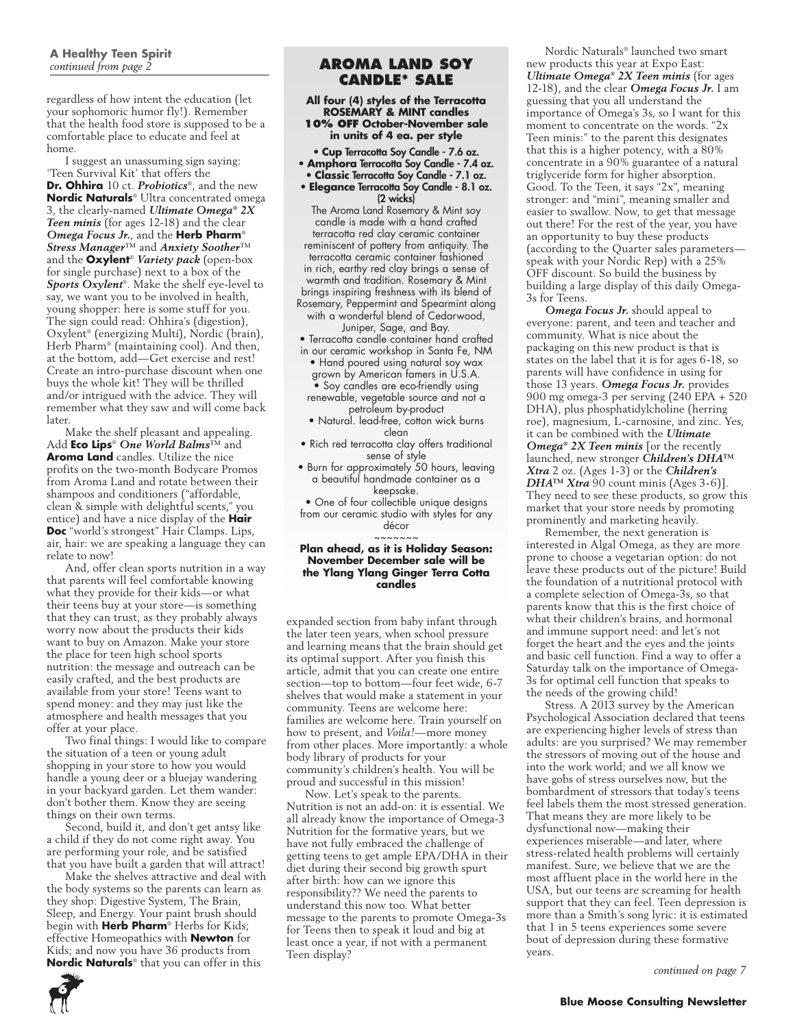**A Healthy Teen Spirit**
*continued from page 2*

regardless of how intent the education (let your sophomoric humor fly!). Remember that the health food store is supposed to be a comfortable place to educate and feel at home.

I suggest an unassuming sign saying: 'Teen Survival Kit' that offers the **Dr. Ohhira** 10 ct. *Probiotics*®, and the new **Nordic Naturals**® Ultra concentrated omega 3, the clearly-named *Ultimate Omega® 2X Teen minis* (for ages 12-18) and the clear *Omega Focus Jr.*, and the **Herb Pharm**® *Stress Manager*™ and *Anxiety Soother*™ and the **Oxylent**® *Variety pack* (open-box for single purchase) next to a box of the *Sports Oxylent*®. Make the shelf eye-level to say, we want you to be involved in health, young shopper: here is some stuff for you. The sign could read: Ohhira's (digestion), Oxylent® (energizing Multi), Nordic (brain), Herb Pharm® (maintaining cool). And then, at the bottom, add—Get exercise and rest! Create an intro-purchase discount when one buys the whole kit! They will be thrilled and/or intrigued with the advice. They will remember what they saw and will come back later.

Make the shelf pleasant and appealing. Add **Eco Lips**® *One World Balms*™ and **Aroma Land** candles. Utilize the nice profits on the two-month Bodycare Promos from Aroma Land and rotate between their shampoos and conditioners ("affordable, clean & simple with delightful scents," you entice) and have a nice display of the **Hair Doc** "world's strongest" Hair Clamps. Lips, air, hair: we are speaking a language they can relate to now!

And, offer clean sports nutrition in a way that parents will feel comfortable knowing what they provide for their kids—or what their teens buy at your store—is something that they can trust, as they probably always worry now about the products their kids want to buy on Amazon. Make your store the place for teen high school sports nutrition: the message and outreach can be easily crafted, and the best products are available from your store! Teens want to spend money: and they may just like the atmosphere and health messages that you offer at your place.

Two final things: I would like to compare the situation of a teen or young adult shopping in your store to how you would handle a young deer or a bluejay wandering in your backyard garden. Let them wander: don't bother them. Know they are seeing things on their own terms.

Second, build it, and don't get antsy like a child if they do not come right away. You are performing your role, and be satisfied that you have built a garden that will attract!

Make the shelves attractive and deal with the body systems so the parents can learn as they shop: Digestive System, The Brain, Sleep, and Energy. Your paint brush should begin with **Herb Pharm**® Herbs for Kids; effective Homeopathics with **Newton** for Kids; and now you have 36 products from **Nordic Naturals**® that you can offer in this expanded section from baby infant through the later teen years, when school pressure and learning means that the brain should get its optimal support. After you finish this article, admit that you can create one entire section—top to bottom—four feet wide, 6-7 shelves that would make a statement in your community. Teens are welcome here: families are welcome here. Train yourself on how to present, and *Voila!*—more money from other places. More importantly: a whole body library of products for your community's children's health. You will be proud and successful in this mission!

Now. Let's speak to the parents. Nutrition is not an add-on: it is essential. We all already know the importance of Omega-3 Nutrition for the formative years, but we have not fully embraced the challenge of getting teens to get ample EPA/DHA in their diet during their second big growth spurt after birth: how can we ignore this responsibility?? We need the parents to understand this now too. What better message to the parents to promote Omega-3s for Teens then to speak it loud and big at least once a year, if not with a permanent Teen display?

## AROMA LAND SOY CANDLE* SALE

**All four (4) styles of the Terracotta ROSEMARY & MINT candles 10% OFF October-November sale in units of 4 ea. per style**

- **Cup** Terracotta Soy Candle - 7.6 oz.
- **Amphora** Terracotta Soy Candle - 7.4 oz.
- **Classic** Terracotta Soy Candle - 7.1 oz.
- **Elegance** Terracotta Soy Candle - 8.1 oz. (2 wicks)

The Aroma Land Rosemary & Mint soy candle is made with a hand crafted terracotta red clay ceramic container reminiscent of pottery from antiquity. The terracotta ceramic container fashioned in rich, earthy red clay brings a sense of warmth and tradition. Rosemary & Mint brings inspiring freshness with its blend of Rosemary, Peppermint and Spearmint along with a wonderful blend of Cedarwood, Juniper, Sage, and Bay.

- Terracotta candle container hand crafted in our ceramic workshop in Santa Fe, NM
- Hand poured using natural soy wax grown by American famers in U.S.A.
- Soy candles are eco-friendly using renewable, vegetable source and not a petroleum by-product
- Natural. lead-free, cotton wick burns clean
- Rich red terracotta clay offers traditional sense of style
- Burn for approximately 50 hours, leaving a beautiful handmade container as a keepsake.
- One of four collectible unique designs from our ceramic studio with styles for any décor

~~~~~~~

**Plan ahead, as it is Holiday Season: November December sale will be the Ylang Ylang Ginger Terra Cotta candles**

Nordic Naturals® launched two smart new products this year at Expo East: *Ultimate Omega® 2X Teen minis* (for ages 12-18), and the clear *Omega Focus Jr.* I am guessing that you all understand the importance of Omega's 3s, so I want for this moment to concentrate on the words. "2x Teen minis:" to the parent this designates that this is a higher potency, with a 80% concentrate in a 90% guarantee of a natural triglyceride form for higher absorption. Good. To the Teen, it says "2x", meaning stronger: and "mini", meaning smaller and easier to swallow. Now, to get that message out there! For the rest of the year, you have an opportunity to buy these products (according to the Quarter sales parameters—speak with your Nordic Rep) with a 25% OFF discount. So build the business by building a large display of this daily Omega-3s for Teens.

*Omega Focus Jr.* should appeal to everyone: parent, and teen and teacher and community. What is nice about the packaging on this new product is that is states on the label that it is for ages 6-18, so parents will have confidence in using for those 13 years. *Omega Focus Jr.* provides 900 mg omega-3 per serving (240 EPA + 520 DHA), plus phosphatidylcholine (herring roe), magnesium, L-carnosine, and zinc. Yes, it can be combined with the *Ultimate Omega® 2X Teen minis* [or the recently launched, new stronger *Children's DHA™ Xtra* 2 oz. (Ages 1-3) or the *Children's DHA™ Xtra* 90 count minis (Ages 3-6)]. They need to see these products, so grow this market that your store needs by promoting prominently and marketing heavily.

Remember, the next generation is interested in Algal Omega, as they are more prone to choose a vegetarian option: do not leave these products out of the picture! Build the foundation of a nutritional protocol with a complete selection of Omega-3s, so that parents know that this is the first choice of what their children's brains, and hormonal and immune support need: and let's not forget the heart and the eyes and the joints and basic cell function. Find a way to offer a Saturday talk on the importance of Omega-3s for optimal cell function that speaks to the needs of the growing child!

Stress. A 2013 survey by the American Psychological Association declared that teens are experiencing higher levels of stress than adults: are you surprised? We may remember the stressors of moving out of the house and into the work world; and we all know we have gobs of stress ourselves now, but the bombardment of stressors that today's teens feel labels them the most stressed generation. That means they are more likely to be dysfunctional now—making their experiences miserable—and later, where stress-related health problems will certainly manifest. Sure, we believe that we are the most affluent place in the world here in the USA, but our teens are screaming for health support that they can feel. Teen depression is more than a Smith's song lyric: it is estimated that 1 in 5 teens experiences some severe bout of depression during these formative years.

*continued on page 7*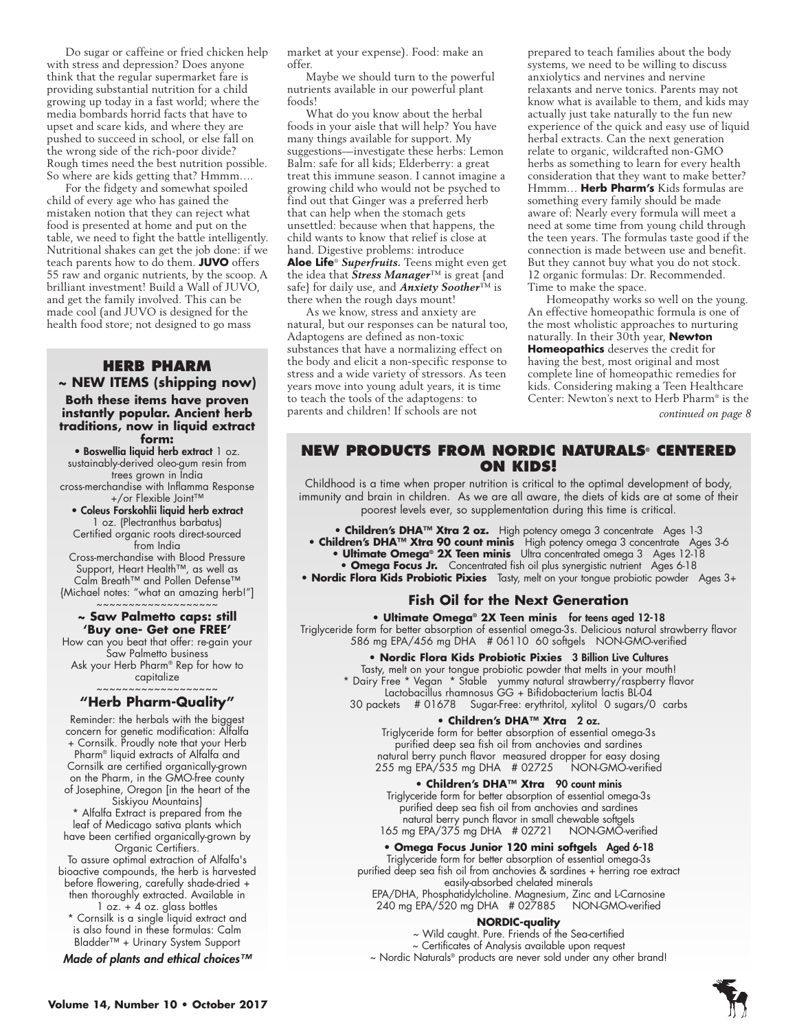Do sugar or caffeine or fried chicken help with stress and depression? Does anyone think that the regular supermarket fare is providing substantial nutrition for a child growing up today in a fast world; where the media bombards horrid facts that have to upset and scare kids, and where they are pushed to succeed in school, or else fall on the wrong side of the rich-poor divide? Rough times need the best nutrition possible. So where are kids getting that? Hmmm….

For the fidgety and somewhat spoiled child of every age who has gained the mistaken notion that they can reject what food is presented at home and put on the table, we need to fight the battle intelligently. Nutritional shakes can get the job done: if we teach parents how to do them. **JUVO** offers 55 raw and organic nutrients, by the scoop. A brilliant investment! Build a Wall of JUVO, and get the family involved. This can be made cool (and JUVO is designed for the health food store; not designed to go mass market at your expense). Food: make an offer.

Maybe we should turn to the powerful nutrients available in our powerful plant foods!

What do you know about the herbal foods in your aisle that will help? You have many things available for support. My suggestions—investigate these herbs: Lemon Balm: safe for all kids; Elderberry: a great treat this immune season. I cannot imagine a growing child who would not be psyched to find out that Ginger was a preferred herb that can help when the stomach gets unsettled: because when that happens, the child wants to know that relief is close at hand. Digestive problems: introduce **Aloe Life**® ***Superfruits.*** Teens might even get the idea that ***Stress Manager***™ is great (and safe) for daily use, and ***Anxiety Soother***™ is there when the rough days mount!

As we know, stress and anxiety are natural, but our responses can be natural too, Adaptogens are defined as non-toxic substances that have a normalizing effect on the body and elicit a non-specific response to stress and a wide variety of stressors. As teen years move into young adult years, it is time to teach the tools of the adaptogens: to parents and children! If schools are not prepared to teach families about the body systems, we need to be willing to discuss anxiolytics and nervines and nervine relaxants and nerve tonics. Parents may not know what is available to them, and kids may actually just take naturally to the fun new experience of the quick and easy use of liquid herbal extracts. Can the next generation relate to organic, wildcrafted non-GMO herbs as something to learn for every health consideration that they want to make better? Hmmm… **Herb Pharm's** Kids formulas are something every family should be made aware of: Nearly every formula will meet a need at some time from young child through the teen years. The formulas taste good if the connection is made between use and benefit. But they cannot buy what you do not stock. 12 organic formulas: Dr. Recommended. Time to make the space.

Homeopathy works so well on the young. An effective homeopathic formula is one of the most wholistic approaches to nurturing naturally. In their 30th year, **Newton Homeopathics** deserves the credit for having the best, most original and most complete line of homeopathic remedies for kids. Considering making a Teen Healthcare Center: Newton's next to Herb Pharm® is the

*continued on page 8*

## HERB PHARM

### ~ NEW ITEMS (shipping now)

**Both these items have proven instantly popular. Ancient herb traditions, now in liquid extract form:**

• **Boswellia liquid herb extract** 1 oz.
sustainably-derived oleo-gum resin from trees grown in India
cross-merchandise with Inflamma Response +/or Flexible Joint™

• **Coleus Forskohlii liquid herb extract** 1 oz. (Plectranthus barbatus)
Certified organic roots direct-sourced from India
Cross-merchandise with Blood Pressure Support, Heart Health™, as well as Calm Breath™ and Pollen Defense™
(Michael notes: "what an amazing herb!")

~~~~~~~~~~~~~~~~~~

**~ Saw Palmetto caps: still 'Buy one- Get one FREE'**

How can you beat that offer: re-gain your Saw Palmetto business
Ask your Herb Pharm® Rep for how to capitalize

~~~~~~~~~~~~~~~~~~

### "Herb Pharm-Quality"

Reminder: the herbals with the biggest concern for genetic modification: Alfalfa + Cornsilk. Proudly note that your Herb Pharm® liquid extracts of Alfalfa and Cornsilk are certified organically-grown on the Pharm, in the GMO-free county of Josephine, Oregon [in the heart of the Siskiyou Mountains]

* Alfalfa Extract is prepared from the leaf of Medicago sativa plants which have been certified organically-grown by Organic Certifiers.
To assure optimal extraction of Alfalfa's bioactive compounds, the herb is harvested before flowering, carefully shade-dried + then thoroughly extracted. Available in 1 oz. + 4 oz. glass bottles

* Cornsilk is a single liquid extract and is also found in these formulas: Calm Bladder™ + Urinary System Support

***Made of plants and ethical choices™***

## NEW PRODUCTS FROM NORDIC NATURALS® CENTERED ON KIDS!

Childhood is a time when proper nutrition is critical to the optimal development of body, immunity and brain in children. As we are all aware, the diets of kids are at some of their poorest levels ever, so supplementation during this time is critical.

• **Children's DHA™ Xtra 2 oz.** High potency omega 3 concentrate Ages 1-3
• **Children's DHA™ Xtra 90 count minis** High potency omega 3 concentrate Ages 3-6
• **Ultimate Omega® 2X Teen minis** Ultra concentrated omega 3 Ages 12-18
• **Omega Focus Jr.** Concentrated fish oil plus synergistic nutrient Ages 6-18
• **Nordic Flora Kids Probiotic Pixies** Tasty, melt on your tongue probiotic powder Ages 3+

### Fish Oil for the Next Generation

**• Ultimate Omega® 2X Teen minis for teens aged 12-18**
Triglyceride form for better absorption of essential omega-3s. Delicious natural strawberry flavor
586 mg EPA/456 mg DHA # 06110 60 softgels NON-GMO-verified

**• Nordic Flora Kids Probiotic Pixies 3 Billion Live Cultures**
Tasty, melt on your tongue probiotic powder that melts in your mouth!
* Dairy Free * Vegan * Stable yummy natural strawberry/raspberry flavor
Lactobacillus rhamnosus GG + Bifidobacterium lactis BL-04
30 packets # 01678 Sugar-Free: erythritol, xylitol 0 sugars/0 carbs

**• Children's DHA™ Xtra 2 oz.**
Triglyceride form for better absorption of essential omega-3s
purified deep sea fish oil from anchovies and sardines
natural berry punch flavor measured dropper for easy dosing
255 mg EPA/535 mg DHA # 02725 NON-GMO-verified

**• Children's DHA™ Xtra 90 count minis**
Triglyceride form for better absorption of essential omega-3s
purified deep sea fish oil from anchovies and sardines
natural berry punch flavor in small chewable softgels
165 mg EPA/375 mg DHA # 02721 NON-GMO-verified

**• Omega Focus Junior 120 mini softgels Aged 6-18**
Triglyceride form for better absorption of essential omega-3s
purified deep sea fish oil from anchovies & sardines + herring roe extract
easily-absorbed chelated minerals
EPA/DHA, Phosphatidylcholine. Magnesium, Zinc and L-Carnosine
240 mg EPA/520 mg DHA # 027885 NON-GMO-verified

**NORDIC-quality**
~ Wild caught. Pure. Friends of the Sea-certified
~ Certificates of Analysis available upon request
~ Nordic Naturals® products are never sold under any other brand!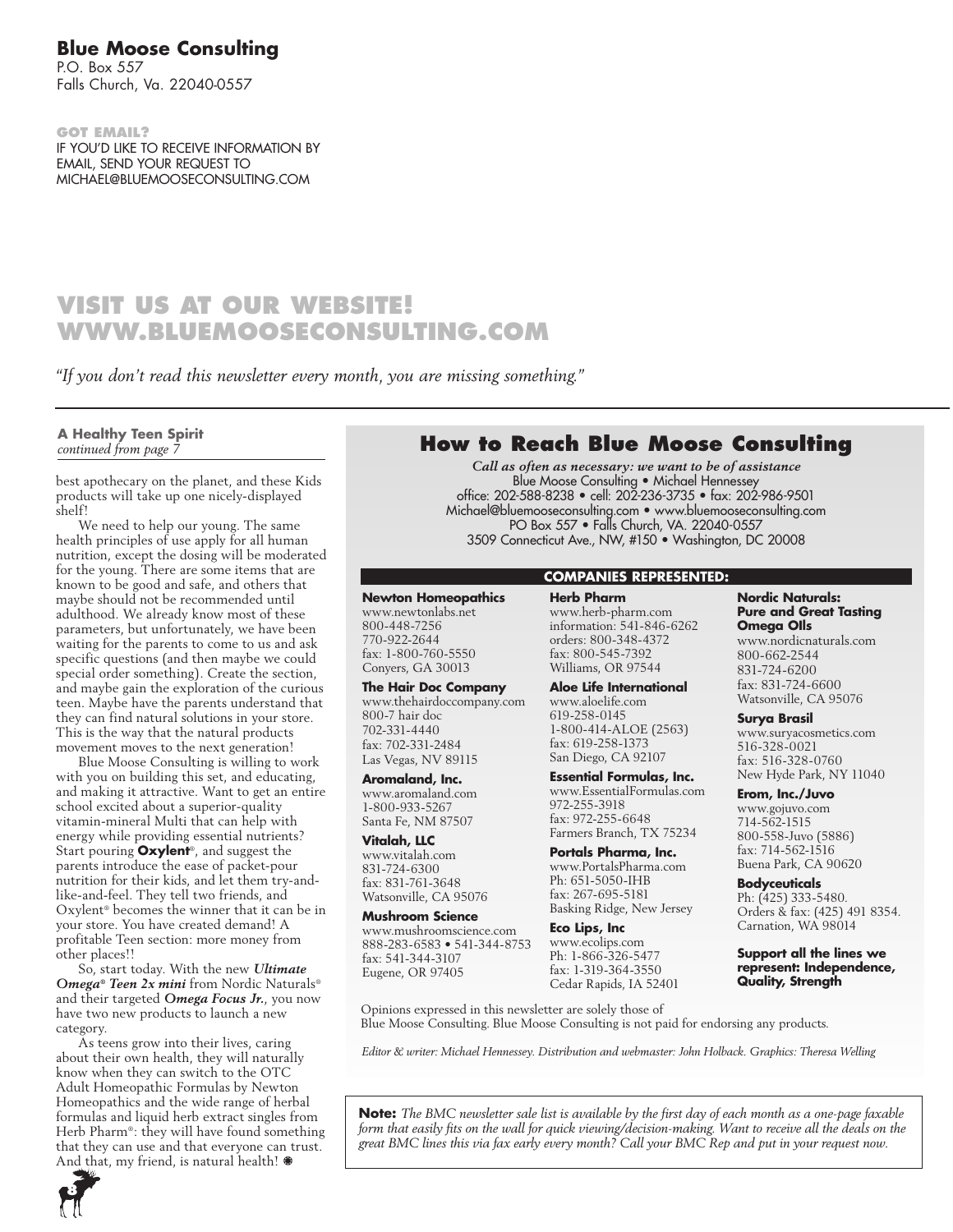## Blue Moose Consulting

P.O. Box 557
Falls Church, Va. 22040-0557

**GOT EMAIL?**
IF YOU'D LIKE TO RECEIVE INFORMATION BY EMAIL, SEND YOUR REQUEST TO MICHAEL@BLUEMOOSECONSULTING.COM

# VISIT US AT OUR WEBSITE! WWW.BLUEMOOSECONSULTING.COM

*"If you don't read this newsletter every month, you are missing something."*

---

**A Healthy Teen Spirit**
*continued from page 7*

best apothecary on the planet, and these Kids products will take up one nicely-displayed shelf!

We need to help our young. The same health principles of use apply for all human nutrition, except the dosing will be moderated for the young. There are some items that are known to be good and safe, and others that maybe should not be recommended until adulthood. We already know most of these parameters, but unfortunately, we have been waiting for the parents to come to us and ask specific questions (and then maybe we could special order something). Create the section, and maybe gain the exploration of the curious teen. Maybe have the parents understand that they can find natural solutions in your store. This is the way that the natural products movement moves to the next generation!

Blue Moose Consulting is willing to work with you on building this set, and educating, and making it attractive. Want to get an entire school excited about a superior-quality vitamin-mineral Multi that can help with energy while providing essential nutrients? Start pouring **Oxylent**®, and suggest the parents introduce the ease of packet-pour nutrition for their kids, and let them try-and-like-and-feel. They tell two friends, and Oxylent® becomes the winner that it can be in your store. You have created demand! A profitable Teen section: more money from other places!!

So, start today. With the new ***Ultimate Omega® Teen 2x mini*** from Nordic Naturals® and their targeted ***Omega Focus Jr.***, you now have two new products to launch a new category.

As teens grow into their lives, caring about their own health, they will naturally know when they can switch to the OTC Adult Homeopathic Formulas by Newton Homeopathics and the wide range of herbal formulas and liquid herb extract singles from Herb Pharm®: they will have found something that they can use and that everyone can trust. And that, my friend, is natural health!

## How to Reach Blue Moose Consulting

***Call as often as necessary: we want to be of assistance***
Blue Moose Consulting • Michael Hennessey
office: 202-588-8238 • cell: 202-236-3735 • fax: 202-986-9501
Michael@bluemooseconsulting.com • www.bluemooseconsulting.com
PO Box 557 • Falls Church, VA. 22040-0557
3509 Connecticut Ave., NW, #150 • Washington, DC 20008

### COMPANIES REPRESENTED:

**Newton Homeopathics**
www.newtonlabs.net
800-448-7256
770-922-2644
fax: 1-800-760-5550
Conyers, GA 30013

**The Hair Doc Company**
www.thehairdoccompany.com
800-7 hair doc
702-331-4440
fax: 702-331-2484
Las Vegas, NV 89115

**Aromaland, Inc.**
www.aromaland.com
1-800-933-5267
Santa Fe, NM 87507

**Vitalah, LLC**
www.vitalah.com
831-724-6300
fax: 831-761-3648
Watsonville, CA 95076

**Mushroom Science**
www.mushroomscience.com
888-283-6583 • 541-344-8753
fax: 541-344-3107
Eugene, OR 97405

**Herb Pharm**
www.herb-pharm.com
information: 541-846-6262
orders: 800-348-4372
fax: 800-545-7392
Williams, OR 97544

**Aloe Life International**
www.aloelife.com
619-258-0145
1-800-414-ALOE (2563)
fax: 619-258-1373
San Diego, CA 92107

**Essential Formulas, Inc.**
www.EssentialFormulas.com
972-255-3918
fax: 972-255-6648
Farmers Branch, TX 75234

**Portals Pharma, Inc.**
www.PortalsPharma.com
Ph: 651-5050-IHB
fax: 267-695-5181
Basking Ridge, New Jersey

**Eco Lips, Inc**
www.ecolips.com
Ph: 1-866-326-5477
fax: 1-319-364-3550
Cedar Rapids, IA 52401

**Nordic Naturals: Pure and Great Tasting Omega Oils**
www.nordicnaturals.com
800-662-2544
831-724-6200
fax: 831-724-6600
Watsonville, CA 95076

**Surya Brasil**
www.suryacosmetics.com
516-328-0021
fax: 516-328-0760
New Hyde Park, NY 11040

**Erom, Inc./Juvo**
www.gojuvo.com
714-562-1515
800-558-Juvo (5886)
fax: 714-562-1516
Buena Park, CA 90620

**Bodyceuticals**
Ph: (425) 333-5480.
Orders & fax: (425) 491 8354.
Carnation, WA 98014

**Support all the lines we represent: Independence, Quality, Strength**

Opinions expressed in this newsletter are solely those of Blue Moose Consulting. Blue Moose Consulting is not paid for endorsing any products.

*Editor & writer: Michael Hennessey. Distribution and webmaster: John Holback. Graphics: Theresa Welling*

**Note:** *The BMC newsletter sale list is available by the first day of each month as a one-page faxable form that easily fits on the wall for quick viewing/decision-making. Want to receive all the deals on the great BMC lines this via fax early every month? Call your BMC Rep and put in your request now.*